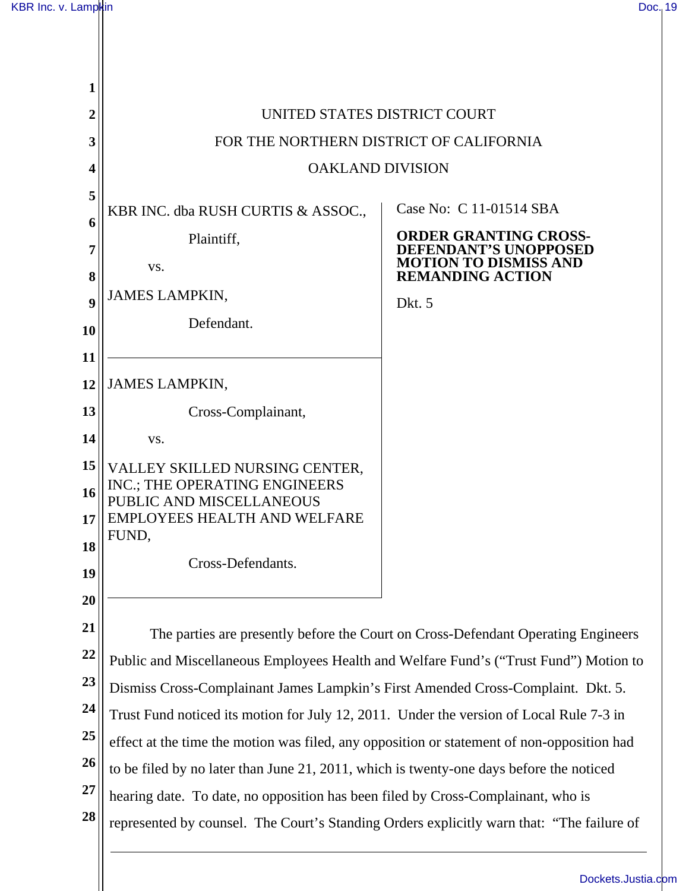UNITED STATES DISTRICT COURT

FOR THE NORTHERN DISTRICT OF CALIFORNIA

OAKLAND DIVISION

KBR INC. dba RUSH CURTIS & ASSOC.,

Plaintiff,

vs.

JAMES LAMPKIN,

Defendant.

---

JAMES LAMPKIN,

Cross-Complainant,

vs.

VALLEY SKILLED NURSING CENTER, INC.; THE OPERATING ENGINEERS PUBLIC AND MISCELLANEOUS EMPLOYEES HEALTH AND WELFARE FUND,

Cross-Defendants.

---

Case No: C 11-01514 SBA

**ORDER GRANTING CROSS-DEFENDANT'S UNOPPOSED MOTION TO DISMISS AND REMANDING ACTION**

Dkt. 5

The parties are presently before the Court on Cross-Defendant Operating Engineers Public and Miscellaneous Employees Health and Welfare Fund's ("Trust Fund") Motion to Dismiss Cross-Complainant James Lampkin's First Amended Cross-Complaint. Dkt. 5. Trust Fund noticed its motion for July 12, 2011. Under the version of Local Rule 7-3 in effect at the time the motion was filed, any opposition or statement of non-opposition had to be filed by no later than June 21, 2011, which is twenty-one days before the noticed hearing date. To date, no opposition has been filed by Cross-Complainant, who is represented by counsel. The Court's Standing Orders explicitly warn that: "The failure of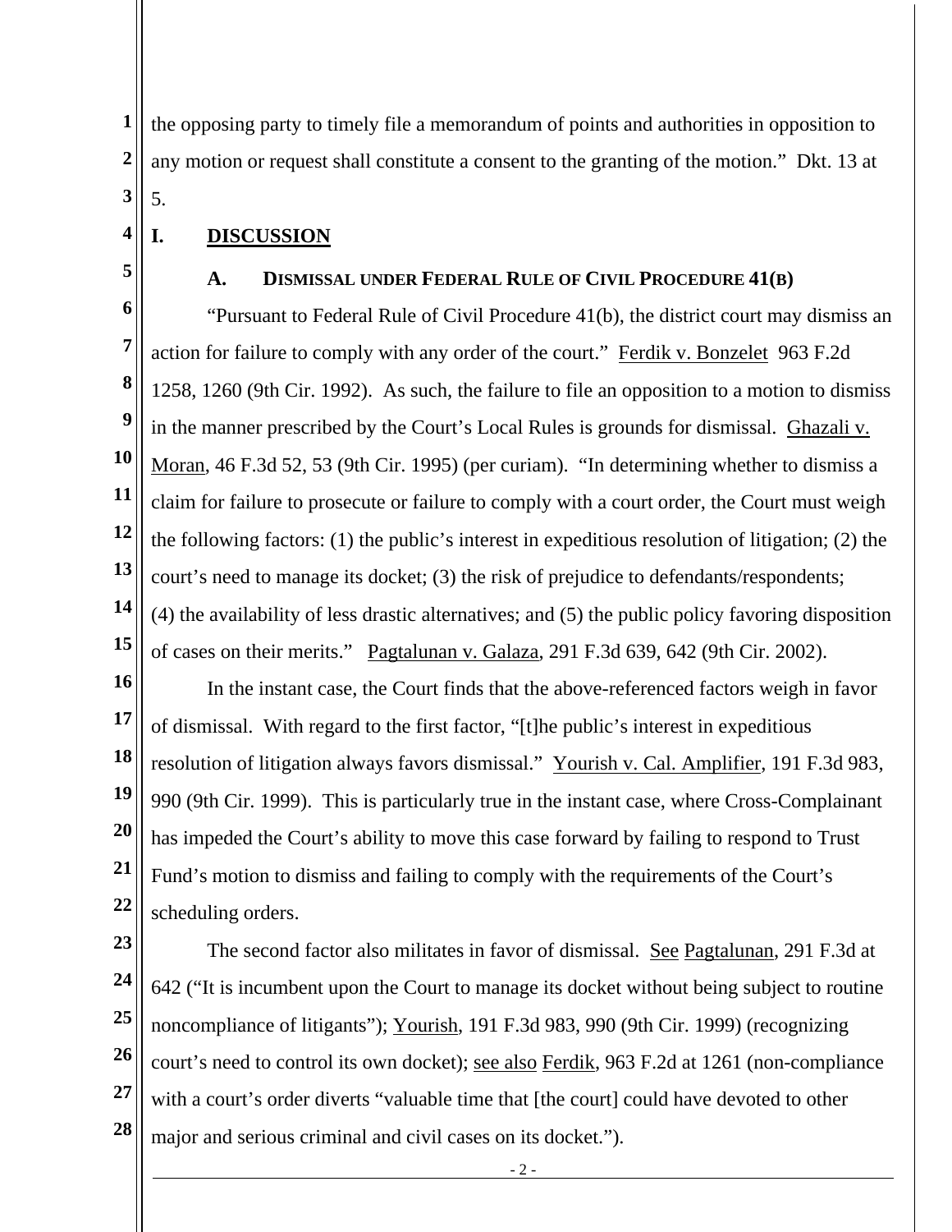the opposing party to timely file a memorandum of points and authorities in opposition to any motion or request shall constitute a consent to the granting of the motion." Dkt. 13 at 5.

# I. DISCUSSION

## A. DISMISSAL UNDER FEDERAL RULE OF CIVIL PROCEDURE 41(B)

"Pursuant to Federal Rule of Civil Procedure 41(b), the district court may dismiss an action for failure to comply with any order of the court." Ferdik v. Bonzelet 963 F.2d 1258, 1260 (9th Cir. 1992). As such, the failure to file an opposition to a motion to dismiss in the manner prescribed by the Court's Local Rules is grounds for dismissal. Ghazali v. Moran, 46 F.3d 52, 53 (9th Cir. 1995) (per curiam). "In determining whether to dismiss a claim for failure to prosecute or failure to comply with a court order, the Court must weigh the following factors: (1) the public's interest in expeditious resolution of litigation; (2) the court's need to manage its docket; (3) the risk of prejudice to defendants/respondents; (4) the availability of less drastic alternatives; and (5) the public policy favoring disposition of cases on their merits." Pagtalunan v. Galaza, 291 F.3d 639, 642 (9th Cir. 2002).

In the instant case, the Court finds that the above-referenced factors weigh in favor of dismissal. With regard to the first factor, "[t]he public's interest in expeditious resolution of litigation always favors dismissal." Yourish v. Cal. Amplifier, 191 F.3d 983, 990 (9th Cir. 1999). This is particularly true in the instant case, where Cross-Complainant has impeded the Court's ability to move this case forward by failing to respond to Trust Fund's motion to dismiss and failing to comply with the requirements of the Court's scheduling orders.

The second factor also militates in favor of dismissal. See Pagtalunan, 291 F.3d at 642 ("It is incumbent upon the Court to manage its docket without being subject to routine noncompliance of litigants"); Yourish, 191 F.3d 983, 990 (9th Cir. 1999) (recognizing court's need to control its own docket); see also Ferdik, 963 F.2d at 1261 (non-compliance with a court's order diverts "valuable time that [the court] could have devoted to other major and serious criminal and civil cases on its docket.").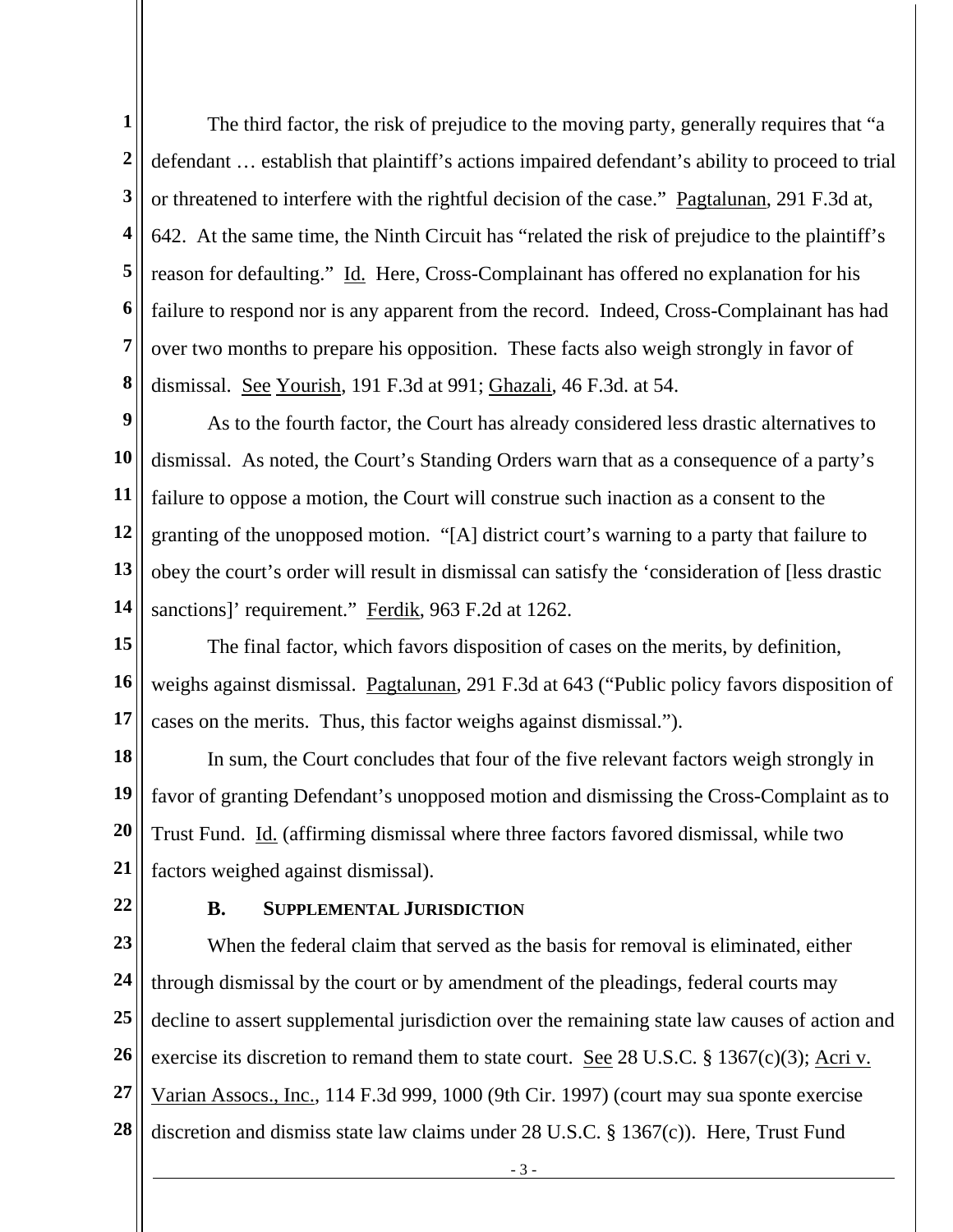The third factor, the risk of prejudice to the moving party, generally requires that "a defendant … establish that plaintiff's actions impaired defendant's ability to proceed to trial or threatened to interfere with the rightful decision of the case." Pagtalunan, 291 F.3d at, 642. At the same time, the Ninth Circuit has "related the risk of prejudice to the plaintiff's reason for defaulting." Id. Here, Cross-Complainant has offered no explanation for his failure to respond nor is any apparent from the record. Indeed, Cross-Complainant has had over two months to prepare his opposition. These facts also weigh strongly in favor of dismissal. See Yourish, 191 F.3d at 991; Ghazali, 46 F.3d. at 54.

As to the fourth factor, the Court has already considered less drastic alternatives to dismissal. As noted, the Court's Standing Orders warn that as a consequence of a party's failure to oppose a motion, the Court will construe such inaction as a consent to the granting of the unopposed motion. "[A] district court's warning to a party that failure to obey the court's order will result in dismissal can satisfy the 'consideration of [less drastic sanctions]' requirement." Ferdik, 963 F.2d at 1262.

The final factor, which favors disposition of cases on the merits, by definition, weighs against dismissal. Pagtalunan, 291 F.3d at 643 ("Public policy favors disposition of cases on the merits. Thus, this factor weighs against dismissal.").

In sum, the Court concludes that four of the five relevant factors weigh strongly in favor of granting Defendant's unopposed motion and dismissing the Cross-Complaint as to Trust Fund. Id. (affirming dismissal where three factors favored dismissal, while two factors weighed against dismissal).

### B. SUPPLEMENTAL JURISDICTION

When the federal claim that served as the basis for removal is eliminated, either through dismissal by the court or by amendment of the pleadings, federal courts may decline to assert supplemental jurisdiction over the remaining state law causes of action and exercise its discretion to remand them to state court. See 28 U.S.C. § 1367(c)(3); Acri v. Varian Assocs., Inc., 114 F.3d 999, 1000 (9th Cir. 1997) (court may sua sponte exercise discretion and dismiss state law claims under 28 U.S.C. § 1367(c)). Here, Trust Fund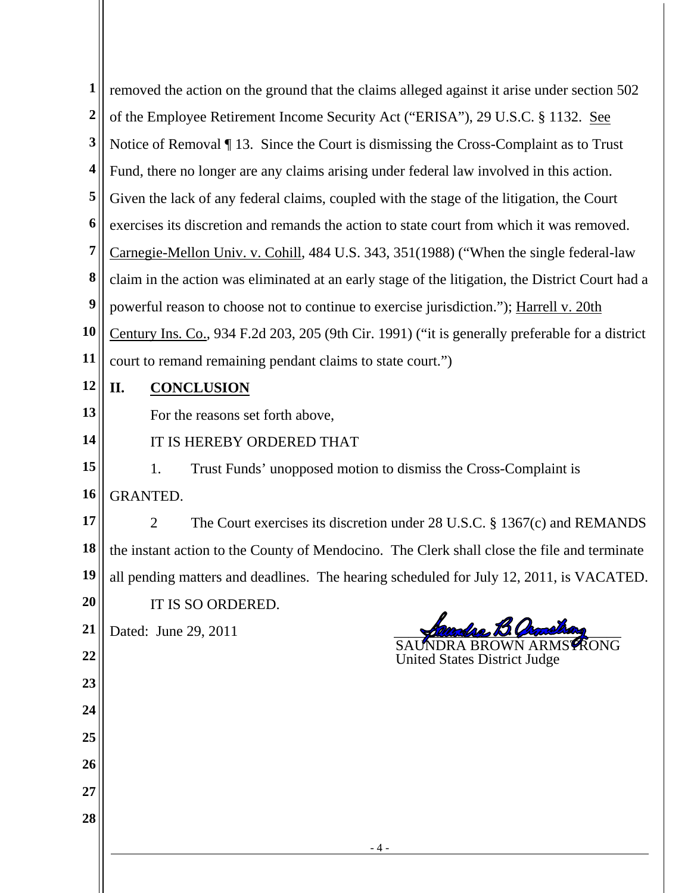removed the action on the ground that the claims alleged against it arise under section 502 of the Employee Retirement Income Security Act ("ERISA"), 29 U.S.C. § 1132. See Notice of Removal ¶ 13. Since the Court is dismissing the Cross-Complaint as to Trust Fund, there no longer are any claims arising under federal law involved in this action. Given the lack of any federal claims, coupled with the stage of the litigation, the Court exercises its discretion and remands the action to state court from which it was removed. Carnegie-Mellon Univ. v. Cohill, 484 U.S. 343, 351(1988) ("When the single federal-law claim in the action was eliminated at an early stage of the litigation, the District Court had a powerful reason to choose not to continue to exercise jurisdiction."); Harrell v. 20th Century Ins. Co., 934 F.2d 203, 205 (9th Cir. 1991) ("it is generally preferable for a district court to remand remaining pendant claims to state court.")

## II. CONCLUSION

For the reasons set forth above,

IT IS HEREBY ORDERED THAT

1. Trust Funds' unopposed motion to dismiss the Cross-Complaint is GRANTED.

2 The Court exercises its discretion under 28 U.S.C. § 1367(c) and REMANDS the instant action to the County of Mendocino. The Clerk shall close the file and terminate all pending matters and deadlines. The hearing scheduled for July 12, 2011, is VACATED.

IT IS SO ORDERED.

Dated: June 29, 2011

SAUNDRA BROWN ARMSTRONG
United States District Judge